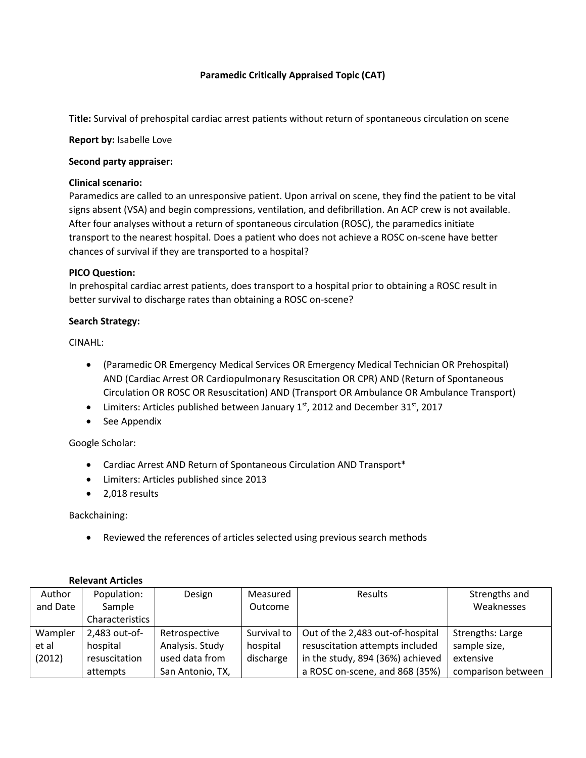# Paramedic Critically Appraised Topic (CAT)

**Title:** Survival of prehospital cardiac arrest patients without return of spontaneous circulation on scene

**Report by:** Isabelle Love

**Second party appraiser:**

**Clinical scenario:**

Paramedics are called to an unresponsive patient. Upon arrival on scene, they find the patient to be vital signs absent (VSA) and begin compressions, ventilation, and defibrillation. An ACP crew is not available. After four analyses without a return of spontaneous circulation (ROSC), the paramedics initiate transport to the nearest hospital. Does a patient who does not achieve a ROSC on-scene have better chances of survival if they are transported to a hospital?

**PICO Question:**

In prehospital cardiac arrest patients, does transport to a hospital prior to obtaining a ROSC result in better survival to discharge rates than obtaining a ROSC on-scene?

**Search Strategy:**

CINAHL:

- (Paramedic OR Emergency Medical Services OR Emergency Medical Technician OR Prehospital) AND (Cardiac Arrest OR Cardiopulmonary Resuscitation OR CPR) AND (Return of Spontaneous Circulation OR ROSC OR Resuscitation) AND (Transport OR Ambulance OR Ambulance Transport)
- Limiters: Articles published between January 1st, 2012 and December 31st, 2017
- See Appendix

Google Scholar:

- Cardiac Arrest AND Return of Spontaneous Circulation AND Transport*
- Limiters: Articles published since 2013
- 2,018 results

Backchaining:

- Reviewed the references of articles selected using previous search methods

**Relevant Articles**

| Author and Date | Population: Sample Characteristics | Design | Measured Outcome | Results | Strengths and Weaknesses |
|---|---|---|---|---|---|
| Wampler et al (2012) | 2,483 out-of-hospital resuscitation attempts | Retrospective Analysis. Study used data from San Antonio, TX, | Survival to hospital discharge | Out of the 2,483 out-of-hospital resuscitation attempts included in the study, 894 (36%) achieved a ROSC on-scene, and 868 (35%) | Strengths: Large sample size, extensive comparison between |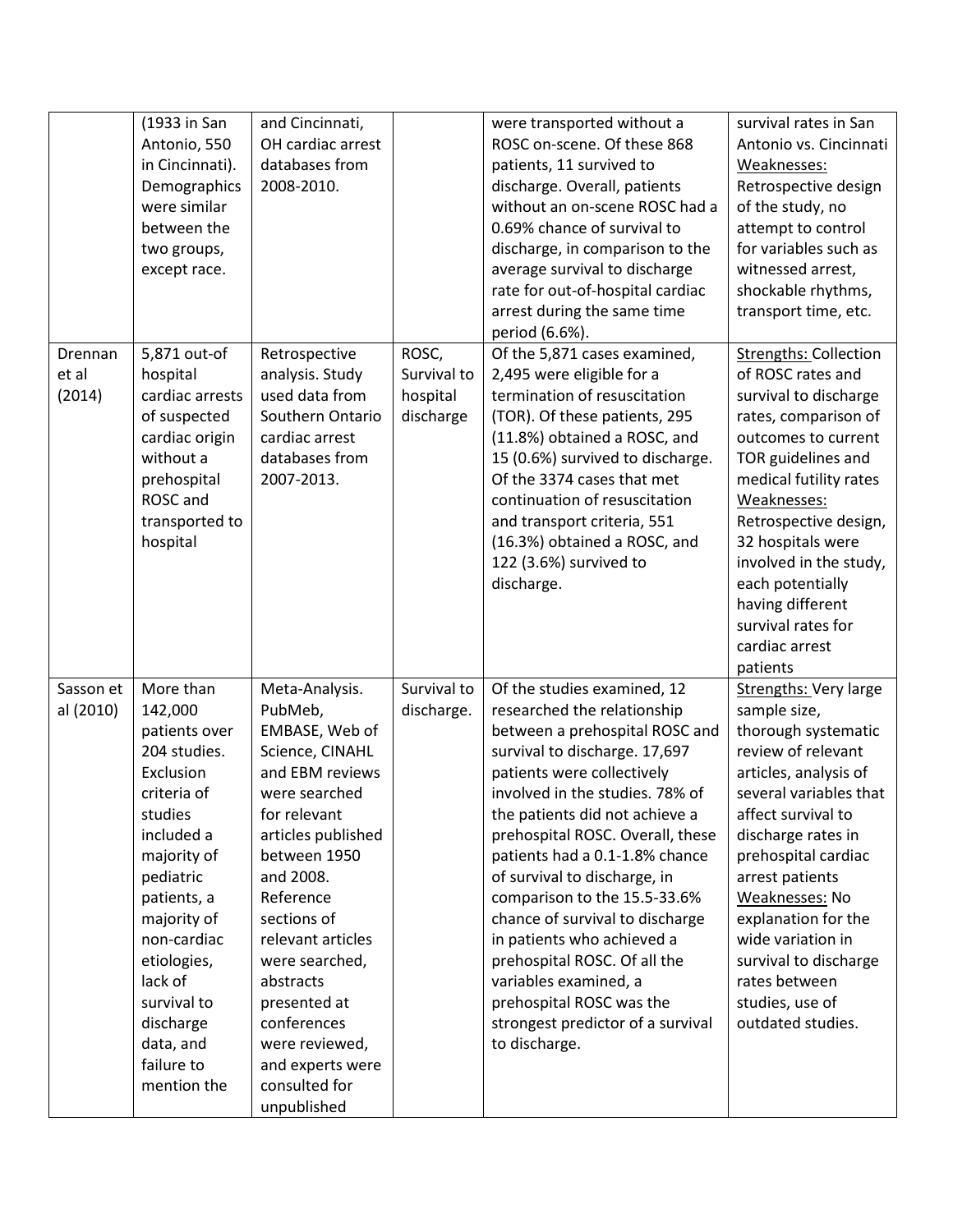|  |  |  |  |  |  |
|---|---|---|---|---|---|
|  | (1933 in San Antonio, 550 in Cincinnati). Demographics were similar between the two groups, except race. | and Cincinnati, OH cardiac arrest databases from 2008-2010. |  | were transported without a ROSC on-scene. Of these 868 patients, 11 survived to discharge. Overall, patients without an on-scene ROSC had a 0.69% chance of survival to discharge, in comparison to the average survival to discharge rate for out-of-hospital cardiac arrest during the same time period (6.6%). | survival rates in San Antonio vs. Cincinnati <u>Weaknesses:</u> Retrospective design of the study, no attempt to control for variables such as witnessed arrest, shockable rhythms, transport time, etc. |
| Drennan et al (2014) | 5,871 out-of hospital cardiac arrests of suspected cardiac origin without a prehospital ROSC and transported to hospital | Retrospective analysis. Study used data from Southern Ontario cardiac arrest databases from 2007-2013. | ROSC, Survival to hospital discharge | Of the 5,871 cases examined, 2,495 were eligible for a termination of resuscitation (TOR). Of these patients, 295 (11.8%) obtained a ROSC, and 15 (0.6%) survived to discharge. Of the 3374 cases that met continuation of resuscitation and transport criteria, 551 (16.3%) obtained a ROSC, and 122 (3.6%) survived to discharge. | <u>Strengths:</u> Collection of ROSC rates and survival to discharge rates, comparison of outcomes to current TOR guidelines and medical futility rates <u>Weaknesses:</u> Retrospective design, 32 hospitals were involved in the study, each potentially having different survival rates for cardiac arrest patients |
| Sasson et al (2010) | More than 142,000 patients over 204 studies. Exclusion criteria of studies included a majority of pediatric patients, a majority of non-cardiac etiologies, lack of survival to discharge data, and failure to mention the | Meta-Analysis. PubMeb, EMBASE, Web of Science, CINAHL and EBM reviews were searched for relevant articles published between 1950 and 2008. Reference sections of relevant articles were searched, abstracts presented at conferences were reviewed, and experts were consulted for unpublished | Survival to discharge. | Of the studies examined, 12 researched the relationship between a prehospital ROSC and survival to discharge. 17,697 patients were collectively involved in the studies. 78% of the patients did not achieve a prehospital ROSC. Overall, these patients had a 0.1-1.8% chance of survival to discharge, in comparison to the 15.5-33.6% chance of survival to discharge in patients who achieved a prehospital ROSC. Of all the variables examined, a prehospital ROSC was the strongest predictor of a survival to discharge. | <u>Strengths:</u> Very large sample size, thorough systematic review of relevant articles, analysis of several variables that affect survival to discharge rates in prehospital cardiac arrest patients <u>Weaknesses:</u> No explanation for the wide variation in survival to discharge rates between studies, use of outdated studies. |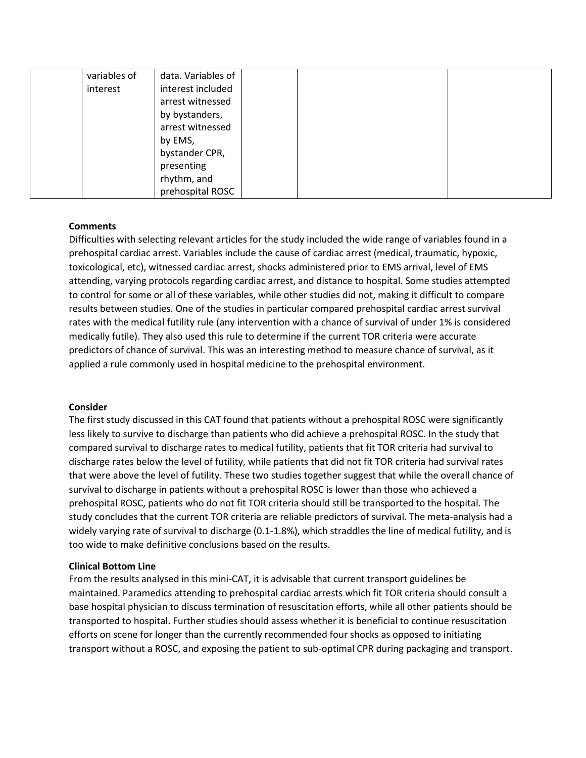|  | variables of interest | data. Variables of interest included arrest witnessed by bystanders, arrest witnessed by EMS, bystander CPR, presenting rhythm, and prehospital ROSC |  |  |  |
|---|---|---|---|---|---|

**Comments**

Difficulties with selecting relevant articles for the study included the wide range of variables found in a prehospital cardiac arrest. Variables include the cause of cardiac arrest (medical, traumatic, hypoxic, toxicological, etc), witnessed cardiac arrest, shocks administered prior to EMS arrival, level of EMS attending, varying protocols regarding cardiac arrest, and distance to hospital. Some studies attempted to control for some or all of these variables, while other studies did not, making it difficult to compare results between studies. One of the studies in particular compared prehospital cardiac arrest survival rates with the medical futility rule (any intervention with a chance of survival of under 1% is considered medically futile). They also used this rule to determine if the current TOR criteria were accurate predictors of chance of survival. This was an interesting method to measure chance of survival, as it applied a rule commonly used in hospital medicine to the prehospital environment.

**Consider**

The first study discussed in this CAT found that patients without a prehospital ROSC were significantly less likely to survive to discharge than patients who did achieve a prehospital ROSC. In the study that compared survival to discharge rates to medical futility, patients that fit TOR criteria had survival to discharge rates below the level of futility, while patients that did not fit TOR criteria had survival rates that were above the level of futility. These two studies together suggest that while the overall chance of survival to discharge in patients without a prehospital ROSC is lower than those who achieved a prehospital ROSC, patients who do not fit TOR criteria should still be transported to the hospital. The study concludes that the current TOR criteria are reliable predictors of survival. The meta-analysis had a widely varying rate of survival to discharge (0.1-1.8%), which straddles the line of medical futility, and is too wide to make definitive conclusions based on the results.

**Clinical Bottom Line**

From the results analysed in this mini-CAT, it is advisable that current transport guidelines be maintained. Paramedics attending to prehospital cardiac arrests which fit TOR criteria should consult a base hospital physician to discuss termination of resuscitation efforts, while all other patients should be transported to hospital. Further studies should assess whether it is beneficial to continue resuscitation efforts on scene for longer than the currently recommended four shocks as opposed to initiating transport without a ROSC, and exposing the patient to sub-optimal CPR during packaging and transport.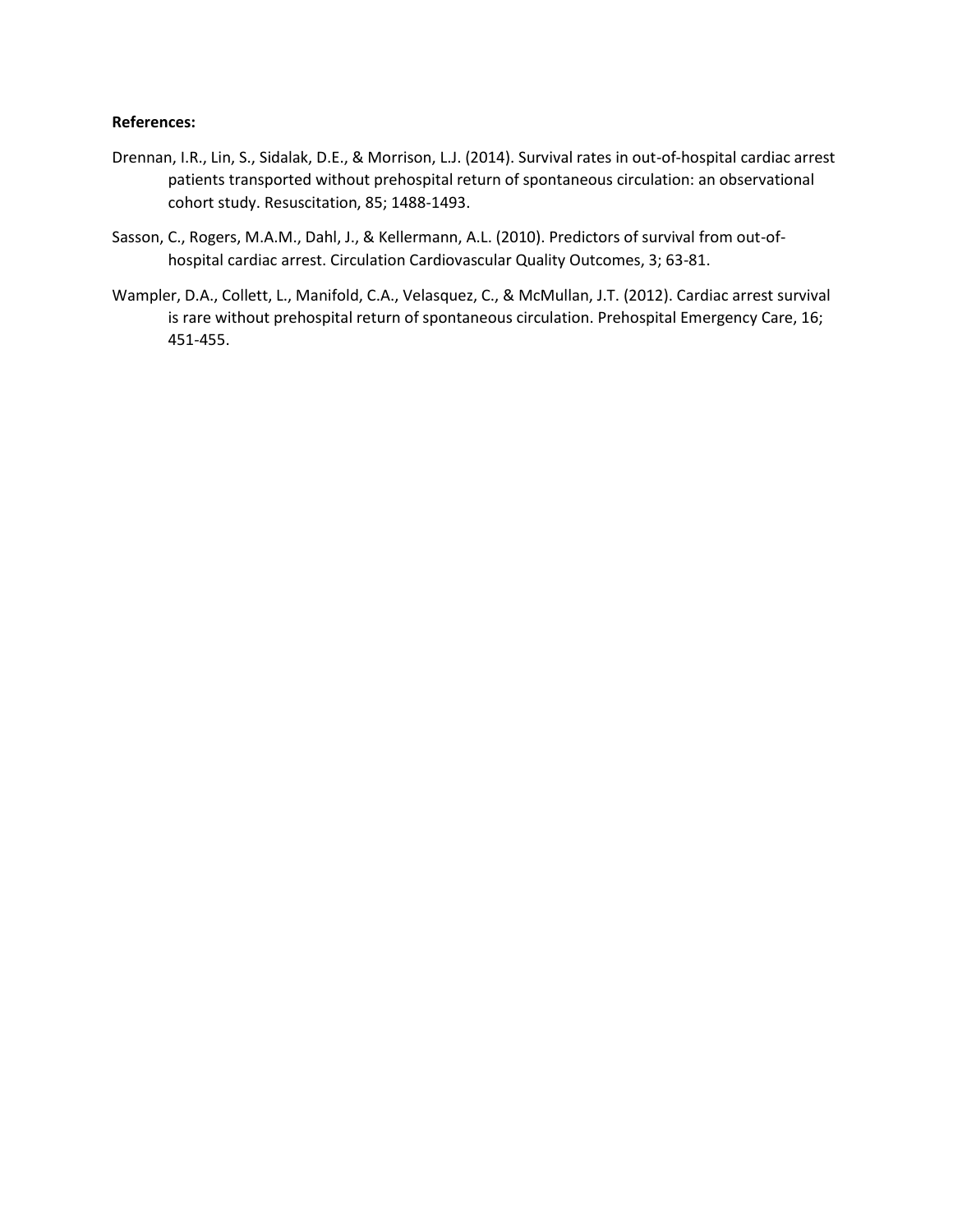**References:**

Drennan, I.R., Lin, S., Sidalak, D.E., & Morrison, L.J. (2014). Survival rates in out-of-hospital cardiac arrest patients transported without prehospital return of spontaneous circulation: an observational cohort study. Resuscitation, 85; 1488-1493.

Sasson, C., Rogers, M.A.M., Dahl, J., & Kellermann, A.L. (2010). Predictors of survival from out-of-hospital cardiac arrest. Circulation Cardiovascular Quality Outcomes, 3; 63-81.

Wampler, D.A., Collett, L., Manifold, C.A., Velasquez, C., & McMullan, J.T. (2012). Cardiac arrest survival is rare without prehospital return of spontaneous circulation. Prehospital Emergency Care, 16; 451-455.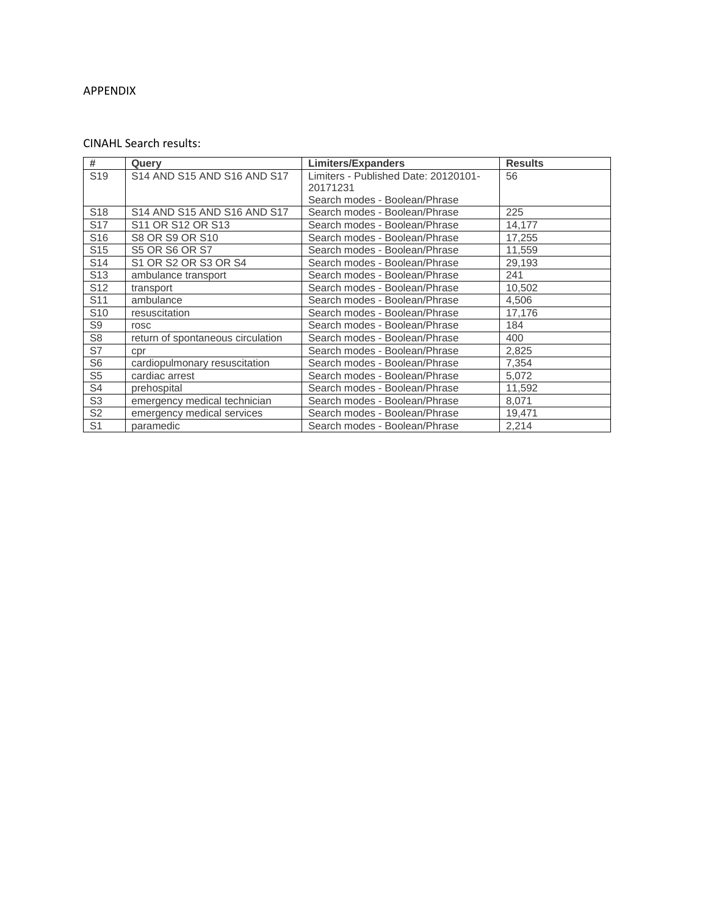APPENDIX

CINAHL Search results:

| # | Query | Limiters/Expanders | Results |
|---|---|---|---|
| S19 | S14 AND S15 AND S16 AND S17 | Limiters - Published Date: 20120101-20171231<br>Search modes - Boolean/Phrase | 56 |
| S18 | S14 AND S15 AND S16 AND S17 | Search modes - Boolean/Phrase | 225 |
| S17 | S11 OR S12 OR S13 | Search modes - Boolean/Phrase | 14,177 |
| S16 | S8 OR S9 OR S10 | Search modes - Boolean/Phrase | 17,255 |
| S15 | S5 OR S6 OR S7 | Search modes - Boolean/Phrase | 11,559 |
| S14 | S1 OR S2 OR S3 OR S4 | Search modes - Boolean/Phrase | 29,193 |
| S13 | ambulance transport | Search modes - Boolean/Phrase | 241 |
| S12 | transport | Search modes - Boolean/Phrase | 10,502 |
| S11 | ambulance | Search modes - Boolean/Phrase | 4,506 |
| S10 | resuscitation | Search modes - Boolean/Phrase | 17,176 |
| S9 | rosc | Search modes - Boolean/Phrase | 184 |
| S8 | return of spontaneous circulation | Search modes - Boolean/Phrase | 400 |
| S7 | cpr | Search modes - Boolean/Phrase | 2,825 |
| S6 | cardiopulmonary resuscitation | Search modes - Boolean/Phrase | 7,354 |
| S5 | cardiac arrest | Search modes - Boolean/Phrase | 5,072 |
| S4 | prehospital | Search modes - Boolean/Phrase | 11,592 |
| S3 | emergency medical technician | Search modes - Boolean/Phrase | 8,071 |
| S2 | emergency medical services | Search modes - Boolean/Phrase | 19,471 |
| S1 | paramedic | Search modes - Boolean/Phrase | 2,214 |